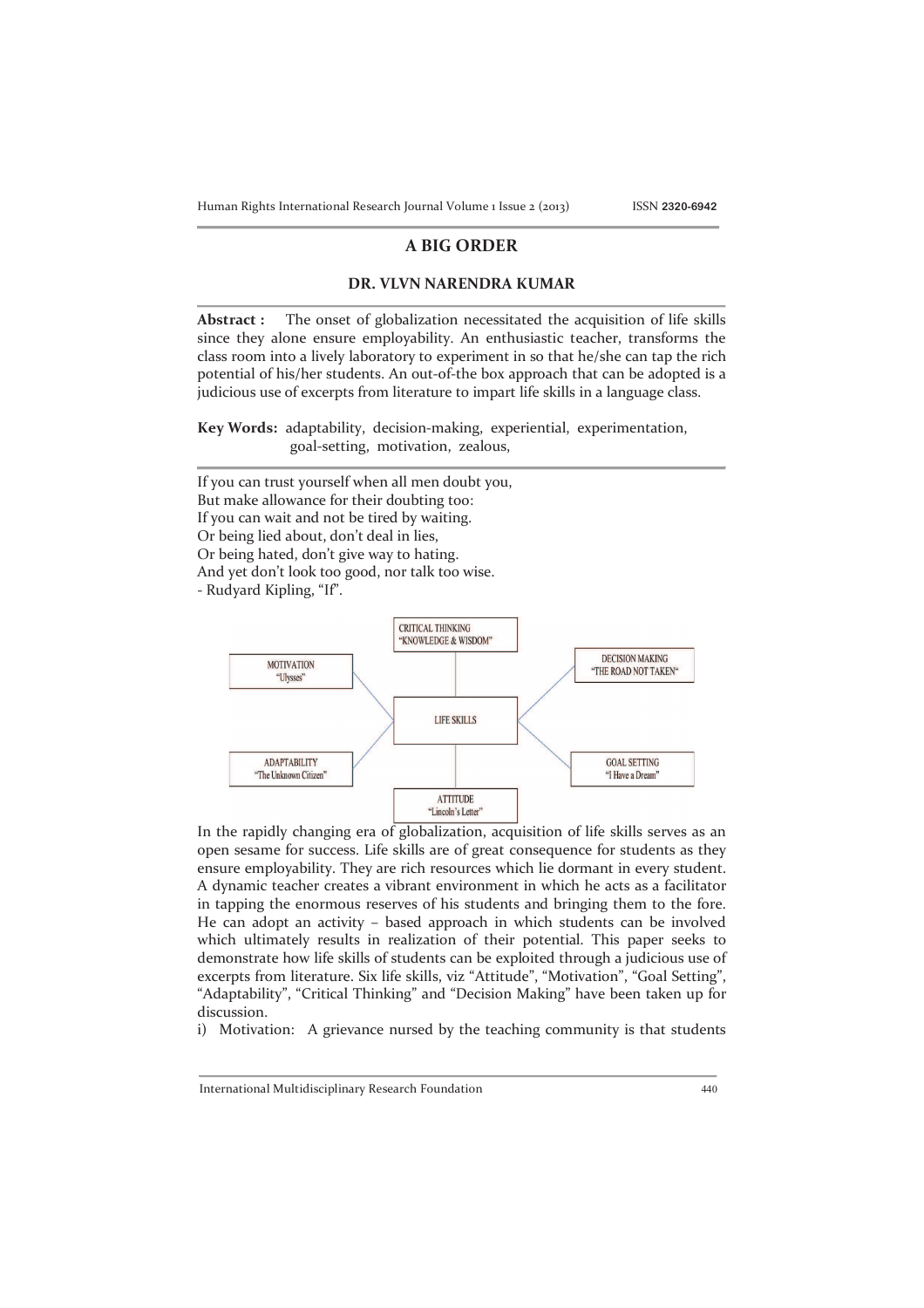# A BIG ORDER

## DR. VLVN NARENDRA KUMAR

**Abstract :** The onset of globalization necessitated the acquisition of life skills since they alone ensure employability. An enthusiastic teacher, transforms the class room into a lively laboratory to experiment in so that he/she can tap the rich potential of his/her students. An out-of-the box approach that can be adopted is a judicious use of excerpts from literature to impart life skills in a language class.

**Key Words:** adaptability, decision-making, experiential, experimentation, goal-setting, motivation, zealous,

If you can trust yourself when all men doubt you,
But make allowance for their doubting too:
If you can wait and not be tired by waiting.
Or being lied about, don't deal in lies,
Or being hated, don't give way to hating.
And yet don't look too good, nor talk too wise.
- Rudyard Kipling, "If".

CRITICAL THINKING "KNOWLEDGE & WISDOM"

MOTIVATION "Ulysses"

DECISION MAKING "THE ROAD NOT TAKEN"

LIFE SKILLS

ADAPTABILITY "The Unknown Citizen"

GOAL SETTING "I Have a Dream"

ATTITUDE "Lincoln's Letter"

In the rapidly changing era of globalization, acquisition of life skills serves as an open sesame for success. Life skills are of great consequence for students as they ensure employability. They are rich resources which lie dormant in every student. A dynamic teacher creates a vibrant environment in which he acts as a facilitator in tapping the enormous reserves of his students and bringing them to the fore. He can adopt an activity – based approach in which students can be involved which ultimately results in realization of their potential. This paper seeks to demonstrate how life skills of students can be exploited through a judicious use of excerpts from literature. Six life skills, viz "Attitude", "Motivation", "Goal Setting", "Adaptability", "Critical Thinking" and "Decision Making" have been taken up for discussion.

i) Motivation: A grievance nursed by the teaching community is that students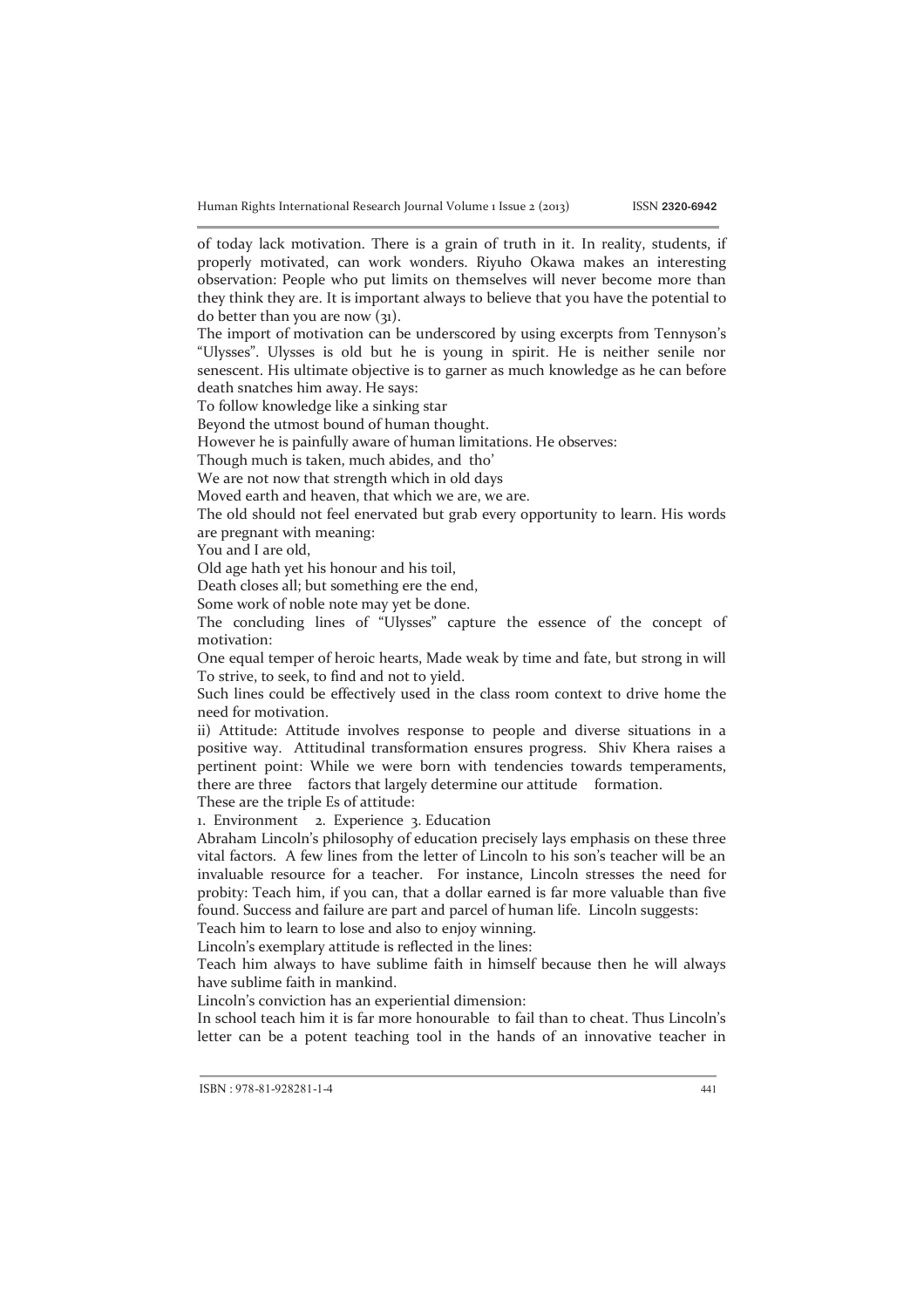of today lack motivation. There is a grain of truth in it. In reality, students, if properly motivated, can work wonders. Riyuho Okawa makes an interesting observation: People who put limits on themselves will never become more than they think they are. It is important always to believe that you have the potential to do better than you are now (31).

The import of motivation can be underscored by using excerpts from Tennyson's "Ulysses". Ulysses is old but he is young in spirit. He is neither senile nor senescent. His ultimate objective is to garner as much knowledge as he can before death snatches him away. He says:

To follow knowledge like a sinking star
Beyond the utmost bound of human thought.

However he is painfully aware of human limitations. He observes:

Though much is taken, much abides, and tho'
We are not now that strength which in old days
Moved earth and heaven, that which we are, we are.

The old should not feel enervated but grab every opportunity to learn. His words are pregnant with meaning:

You and I are old,
Old age hath yet his honour and his toil,
Death closes all; but something ere the end,
Some work of noble note may yet be done.

The concluding lines of "Ulysses" capture the essence of the concept of motivation:

One equal temper of heroic hearts, Made weak by time and fate, but strong in will
To strive, to seek, to find and not to yield.

Such lines could be effectively used in the class room context to drive home the need for motivation.

ii) Attitude: Attitude involves response to people and diverse situations in a positive way. Attitudinal transformation ensures progress. Shiv Khera raises a pertinent point: While we were born with tendencies towards temperaments, there are three factors that largely determine our attitude formation.

These are the triple Es of attitude:

1. Environment 2. Experience 3. Education

Abraham Lincoln's philosophy of education precisely lays emphasis on these three vital factors. A few lines from the letter of Lincoln to his son's teacher will be an invaluable resource for a teacher. For instance, Lincoln stresses the need for probity: Teach him, if you can, that a dollar earned is far more valuable than five found. Success and failure are part and parcel of human life. Lincoln suggests:

Teach him to learn to lose and also to enjoy winning.

Lincoln's exemplary attitude is reflected in the lines:

Teach him always to have sublime faith in himself because then he will always have sublime faith in mankind.

Lincoln's conviction has an experiential dimension:

In school teach him it is far more honourable to fail than to cheat. Thus Lincoln's letter can be a potent teaching tool in the hands of an innovative teacher in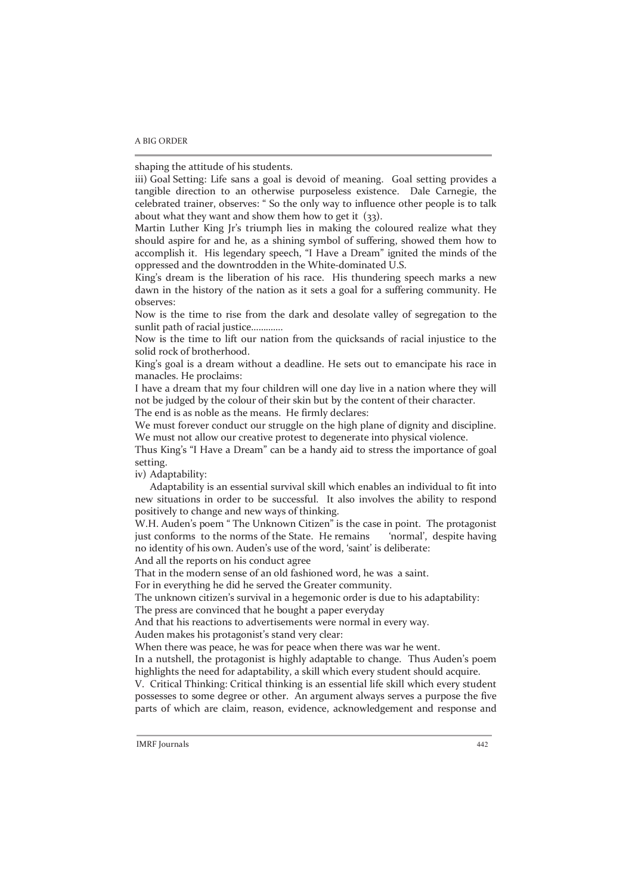shaping the attitude of his students.

iii) Goal Setting: Life sans a goal is devoid of meaning. Goal setting provides a tangible direction to an otherwise purposeless existence. Dale Carnegie, the celebrated trainer, observes: " So the only way to influence other people is to talk about what they want and show them how to get it (33).

Martin Luther King Jr's triumph lies in making the coloured realize what they should aspire for and he, as a shining symbol of suffering, showed them how to accomplish it. His legendary speech, "I Have a Dream" ignited the minds of the oppressed and the downtrodden in the White-dominated U.S.

King's dream is the liberation of his race. His thundering speech marks a new dawn in the history of the nation as it sets a goal for a suffering community. He observes:

Now is the time to rise from the dark and desolate valley of segregation to the sunlit path of racial justice............

Now is the time to lift our nation from the quicksands of racial injustice to the solid rock of brotherhood.

King's goal is a dream without a deadline. He sets out to emancipate his race in manacles. He proclaims:

I have a dream that my four children will one day live in a nation where they will not be judged by the colour of their skin but by the content of their character.

The end is as noble as the means. He firmly declares:

We must forever conduct our struggle on the high plane of dignity and discipline. We must not allow our creative protest to degenerate into physical violence.

Thus King's "I Have a Dream" can be a handy aid to stress the importance of goal setting.

iv) Adaptability:

Adaptability is an essential survival skill which enables an individual to fit into new situations in order to be successful. It also involves the ability to respond positively to change and new ways of thinking.

W.H. Auden's poem " The Unknown Citizen" is the case in point. The protagonist just conforms to the norms of the State. He remains 'normal', despite having no identity of his own. Auden's use of the word, 'saint' is deliberate:

And all the reports on his conduct agree

That in the modern sense of an old fashioned word, he was a saint.

For in everything he did he served the Greater community.

The unknown citizen's survival in a hegemonic order is due to his adaptability:

The press are convinced that he bought a paper everyday

And that his reactions to advertisements were normal in every way.

Auden makes his protagonist's stand very clear:

When there was peace, he was for peace when there was war he went.

In a nutshell, the protagonist is highly adaptable to change. Thus Auden's poem highlights the need for adaptability, a skill which every student should acquire.

V. Critical Thinking: Critical thinking is an essential life skill which every student possesses to some degree or other. An argument always serves a purpose the five parts of which are claim, reason, evidence, acknowledgement and response and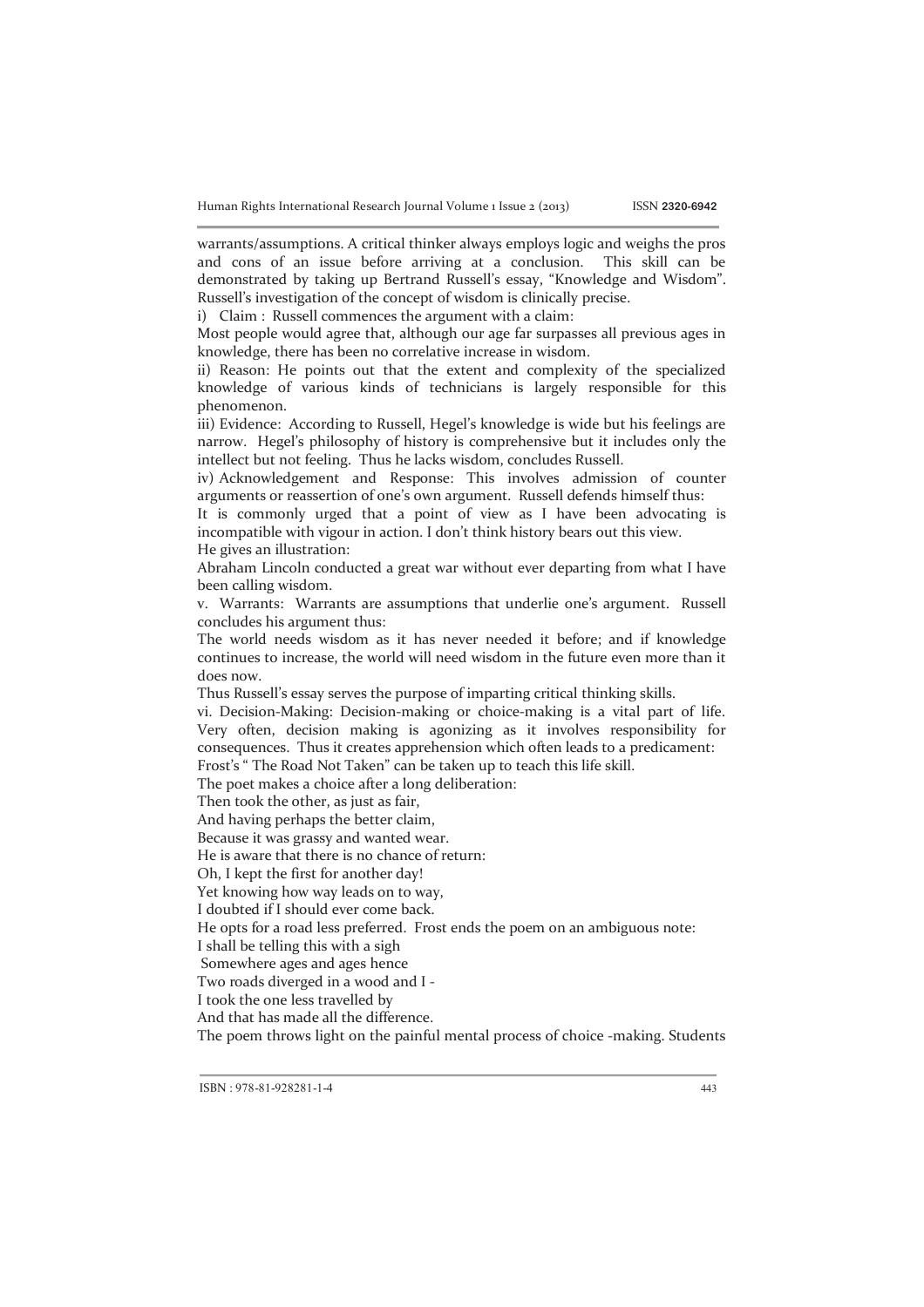warrants/assumptions. A critical thinker always employs logic and weighs the pros and cons of an issue before arriving at a conclusion. This skill can be demonstrated by taking up Bertrand Russell's essay, "Knowledge and Wisdom". Russell's investigation of the concept of wisdom is clinically precise.

i) Claim : Russell commences the argument with a claim:

Most people would agree that, although our age far surpasses all previous ages in knowledge, there has been no correlative increase in wisdom.

ii) Reason: He points out that the extent and complexity of the specialized knowledge of various kinds of technicians is largely responsible for this phenomenon.

iii) Evidence: According to Russell, Hegel's knowledge is wide but his feelings are narrow. Hegel's philosophy of history is comprehensive but it includes only the intellect but not feeling. Thus he lacks wisdom, concludes Russell.

iv) Acknowledgement and Response: This involves admission of counter arguments or reassertion of one's own argument. Russell defends himself thus:

It is commonly urged that a point of view as I have been advocating is incompatible with vigour in action. I don't think history bears out this view.

He gives an illustration:

Abraham Lincoln conducted a great war without ever departing from what I have been calling wisdom.

v. Warrants: Warrants are assumptions that underlie one's argument. Russell concludes his argument thus:

The world needs wisdom as it has never needed it before; and if knowledge continues to increase, the world will need wisdom in the future even more than it does now.

Thus Russell's essay serves the purpose of imparting critical thinking skills.

vi. Decision-Making: Decision-making or choice-making is a vital part of life. Very often, decision making is agonizing as it involves responsibility for consequences. Thus it creates apprehension which often leads to a predicament:

Frost's " The Road Not Taken" can be taken up to teach this life skill.

The poet makes a choice after a long deliberation:

Then took the other, as just as fair,
And having perhaps the better claim,
Because it was grassy and wanted wear.

He is aware that there is no chance of return:

Oh, I kept the first for another day!
Yet knowing how way leads on to way,
I doubted if I should ever come back.

He opts for a road less preferred. Frost ends the poem on an ambiguous note:

I shall be telling this with a sigh
Somewhere ages and ages hence
Two roads diverged in a wood and I -
I took the one less travelled by
And that has made all the difference.

The poem throws light on the painful mental process of choice -making. Students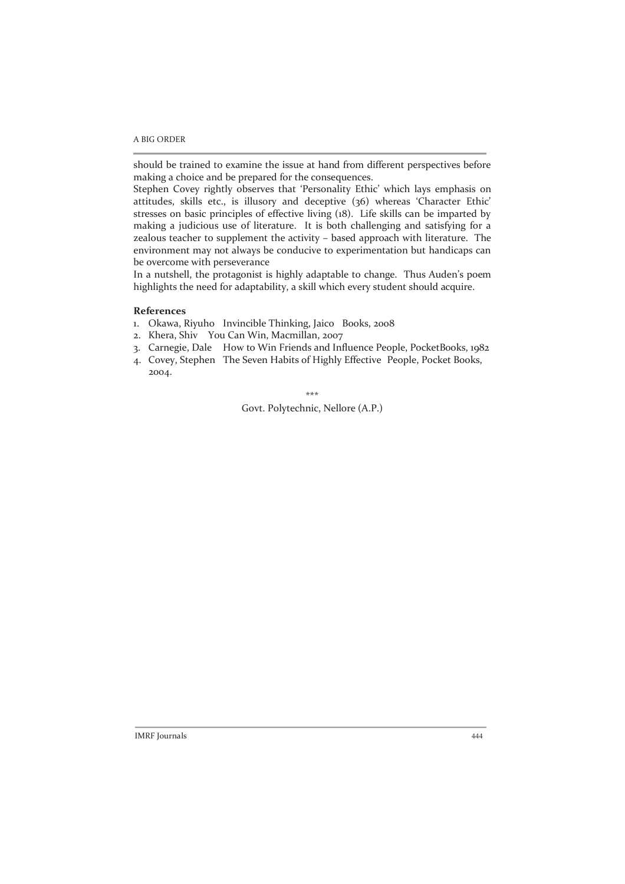should be trained to examine the issue at hand from different perspectives before making a choice and be prepared for the consequences.

Stephen Covey rightly observes that 'Personality Ethic' which lays emphasis on attitudes, skills etc., is illusory and deceptive (36) whereas 'Character Ethic' stresses on basic principles of effective living (18). Life skills can be imparted by making a judicious use of literature. It is both challenging and satisfying for a zealous teacher to supplement the activity – based approach with literature. The environment may not always be conducive to experimentation but handicaps can be overcome with perseverance

In a nutshell, the protagonist is highly adaptable to change. Thus Auden's poem highlights the need for adaptability, a skill which every student should acquire.

**References**

1. Okawa, Riyuho Invincible Thinking, Jaico Books, 2008
2. Khera, Shiv You Can Win, Macmillan, 2007
3. Carnegie, Dale How to Win Friends and Influence People, PocketBooks, 1982
4. Covey, Stephen The Seven Habits of Highly Effective People, Pocket Books, 2004.

\*\*\*

Govt. Polytechnic, Nellore (A.P.)